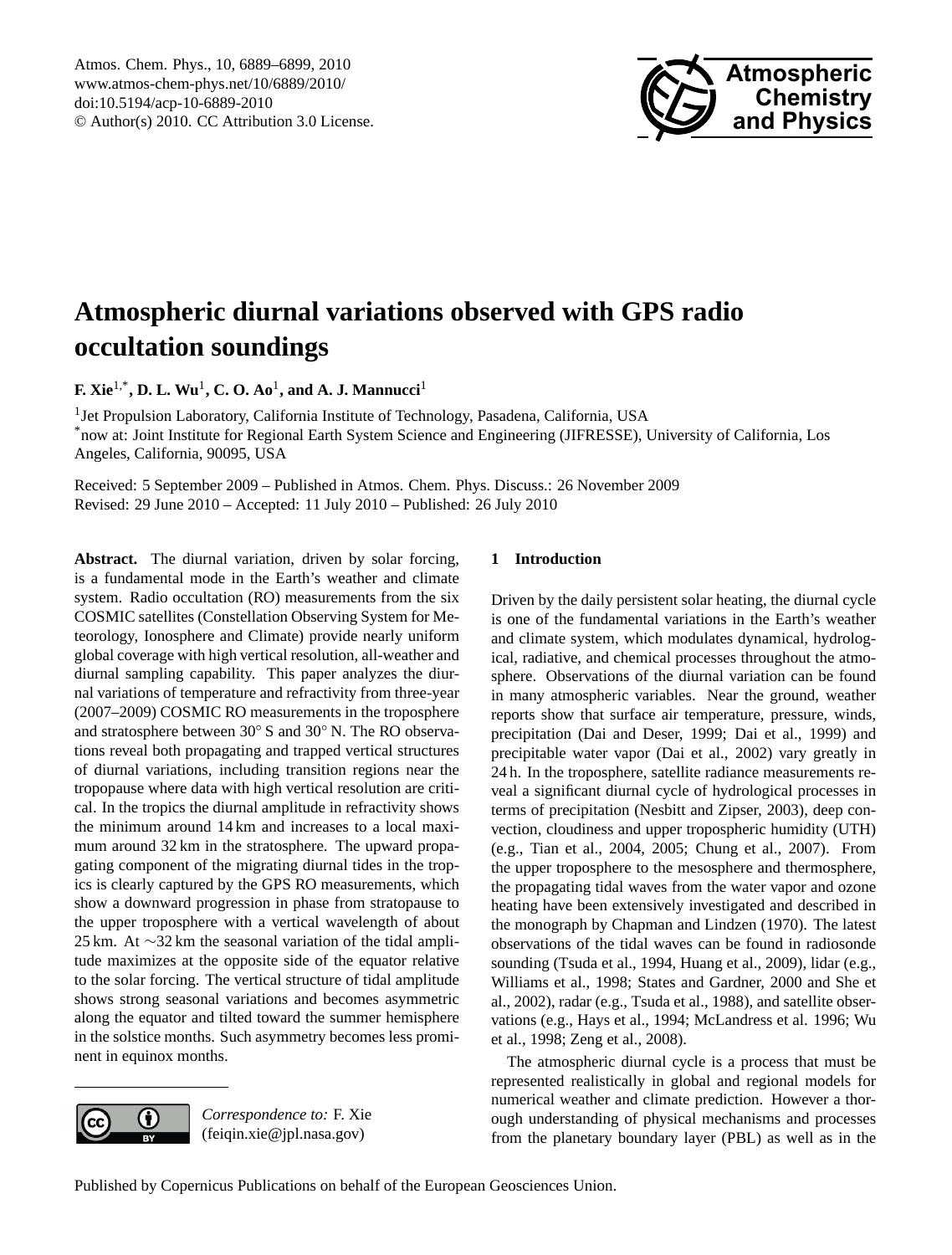# Atmospheric diurnal variations observed with GPS radio occultation soundings

**F. Xie[1,*], D. L. Wu[1], C. O. Ao[1], and A. J. Mannucci[1]**

[1]Jet Propulsion Laboratory, California Institute of Technology, Pasadena, California, USA
[*]now at: Joint Institute for Regional Earth System Science and Engineering (JIFRESSE), University of California, Los Angeles, California, 90095, USA

Received: 5 September 2009 – Published in Atmos. Chem. Phys. Discuss.: 26 November 2009
Revised: 29 June 2010 – Accepted: 11 July 2010 – Published: 26 July 2010

**Abstract.** The diurnal variation, driven by solar forcing, is a fundamental mode in the Earth's weather and climate system. Radio occultation (RO) measurements from the six COSMIC satellites (Constellation Observing System for Meteorology, Ionosphere and Climate) provide nearly uniform global coverage with high vertical resolution, all-weather and diurnal sampling capability. This paper analyzes the diurnal variations of temperature and refractivity from three-year (2007–2009) COSMIC RO measurements in the troposphere and stratosphere between 30° S and 30° N. The RO observations reveal both propagating and trapped vertical structures of diurnal variations, including transition regions near the tropopause where data with high vertical resolution are critical. In the tropics the diurnal amplitude in refractivity shows the minimum around 14 km and increases to a local maximum around 32 km in the stratosphere. The upward propagating component of the migrating diurnal tides in the tropics is clearly captured by the GPS RO measurements, which show a downward progression in phase from stratopause to the upper troposphere with a vertical wavelength of about 25 km. At ∼32 km the seasonal variation of the tidal amplitude maximizes at the opposite side of the equator relative to the solar forcing. The vertical structure of tidal amplitude shows strong seasonal variations and becomes asymmetric along the equator and tilted toward the summer hemisphere in the solstice months. Such asymmetry becomes less prominent in equinox months.

## 1 Introduction

Driven by the daily persistent solar heating, the diurnal cycle is one of the fundamental variations in the Earth's weather and climate system, which modulates dynamical, hydrological, radiative, and chemical processes throughout the atmosphere. Observations of the diurnal variation can be found in many atmospheric variables. Near the ground, weather reports show that surface air temperature, pressure, winds, precipitation (Dai and Deser, 1999; Dai et al., 1999) and precipitable water vapor (Dai et al., 2002) vary greatly in 24 h. In the troposphere, satellite radiance measurements reveal a significant diurnal cycle of hydrological processes in terms of precipitation (Nesbitt and Zipser, 2003), deep convection, cloudiness and upper tropospheric humidity (UTH) (e.g., Tian et al., 2004, 2005; Chung et al., 2007). From the upper troposphere to the mesosphere and thermosphere, the propagating tidal waves from the water vapor and ozone heating have been extensively investigated and described in the monograph by Chapman and Lindzen (1970). The latest observations of the tidal waves can be found in radiosonde sounding (Tsuda et al., 1994, Huang et al., 2009), lidar (e.g., Williams et al., 1998; States and Gardner, 2000 and She et al., 2002), radar (e.g., Tsuda et al., 1988), and satellite observations (e.g., Hays et al., 1994; McLandress et al. 1996; Wu et al., 1998; Zeng et al., 2008).

The atmospheric diurnal cycle is a process that must be represented realistically in global and regional models for numerical weather and climate prediction. However a thorough understanding of physical mechanisms and processes from the planetary boundary layer (PBL) as well as in the

*Correspondence to:* F. Xie
(feiqin.xie@jpl.nasa.gov)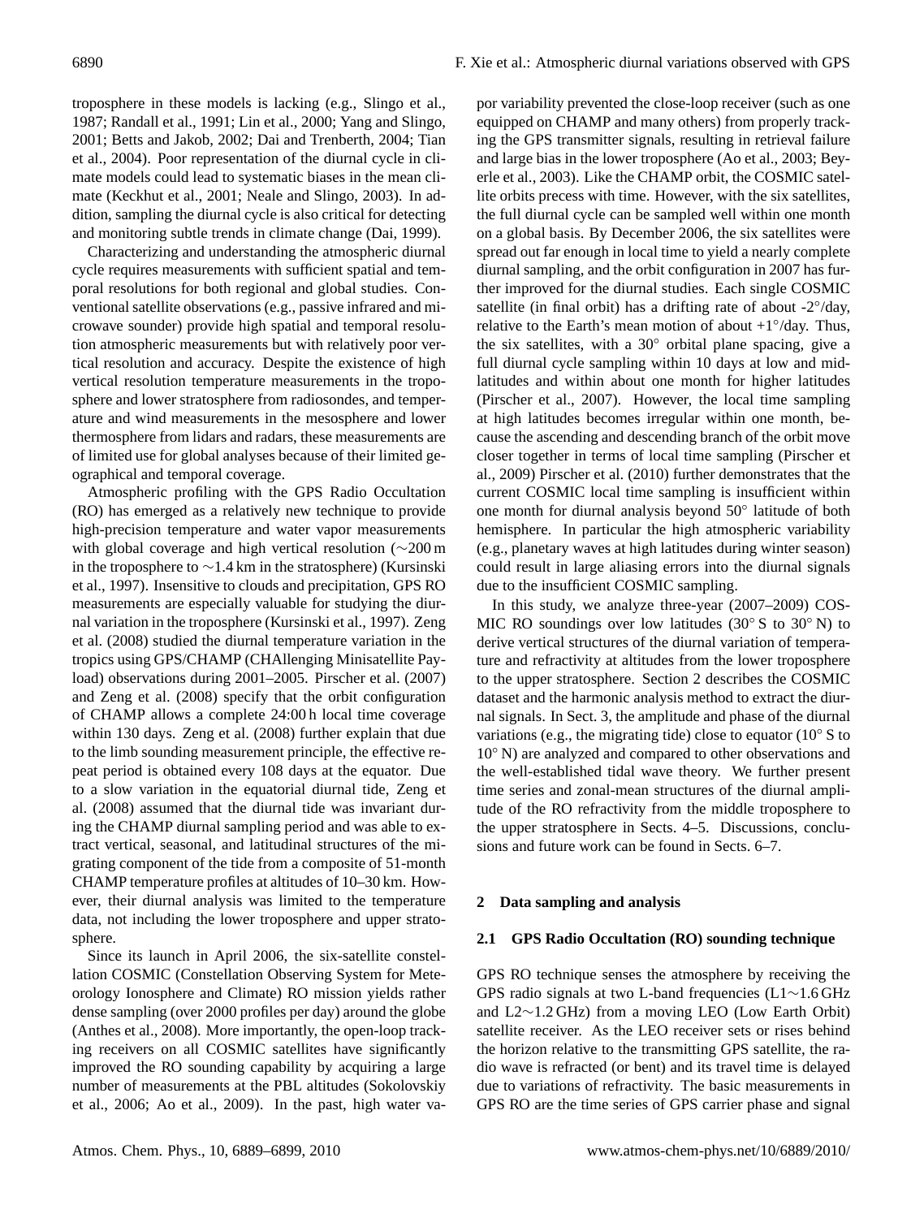troposphere in these models is lacking (e.g., Slingo et al., 1987; Randall et al., 1991; Lin et al., 2000; Yang and Slingo, 2001; Betts and Jakob, 2002; Dai and Trenberth, 2004; Tian et al., 2004). Poor representation of the diurnal cycle in climate models could lead to systematic biases in the mean climate (Keckhut et al., 2001; Neale and Slingo, 2003). In addition, sampling the diurnal cycle is also critical for detecting and monitoring subtle trends in climate change (Dai, 1999).

Characterizing and understanding the atmospheric diurnal cycle requires measurements with sufficient spatial and temporal resolutions for both regional and global studies. Conventional satellite observations (e.g., passive infrared and microwave sounder) provide high spatial and temporal resolution atmospheric measurements but with relatively poor vertical resolution and accuracy. Despite the existence of high vertical resolution temperature measurements in the troposphere and lower stratosphere from radiosondes, and temperature and wind measurements in the mesosphere and lower thermosphere from lidars and radars, these measurements are of limited use for global analyses because of their limited geographical and temporal coverage.

Atmospheric profiling with the GPS Radio Occultation (RO) has emerged as a relatively new technique to provide high-precision temperature and water vapor measurements with global coverage and high vertical resolution (∼200 m in the troposphere to ∼1.4 km in the stratosphere) (Kursinski et al., 1997). Insensitive to clouds and precipitation, GPS RO measurements are especially valuable for studying the diurnal variation in the troposphere (Kursinski et al., 1997). Zeng et al. (2008) studied the diurnal temperature variation in the tropics using GPS/CHAMP (CHAllenging Minisatellite Payload) observations during 2001–2005. Pirscher et al. (2007) and Zeng et al. (2008) specify that the orbit configuration of CHAMP allows a complete 24:00 h local time coverage within 130 days. Zeng et al. (2008) further explain that due to the limb sounding measurement principle, the effective repeat period is obtained every 108 days at the equator. Due to a slow variation in the equatorial diurnal tide, Zeng et al. (2008) assumed that the diurnal tide was invariant during the CHAMP diurnal sampling period and was able to extract vertical, seasonal, and latitudinal structures of the migrating component of the tide from a composite of 51-month CHAMP temperature profiles at altitudes of 10–30 km. However, their diurnal analysis was limited to the temperature data, not including the lower troposphere and upper stratosphere.

Since its launch in April 2006, the six-satellite constellation COSMIC (Constellation Observing System for Meteorology Ionosphere and Climate) RO mission yields rather dense sampling (over 2000 profiles per day) around the globe (Anthes et al., 2008). More importantly, the open-loop tracking receivers on all COSMIC satellites have significantly improved the RO sounding capability by acquiring a large number of measurements at the PBL altitudes (Sokolovskiy et al., 2006; Ao et al., 2009). In the past, high water vapor variability prevented the close-loop receiver (such as one equipped on CHAMP and many others) from properly tracking the GPS transmitter signals, resulting in retrieval failure and large bias in the lower troposphere (Ao et al., 2003; Beyerle et al., 2003). Like the CHAMP orbit, the COSMIC satellite orbits precess with time. However, with the six satellites, the full diurnal cycle can be sampled well within one month on a global basis. By December 2006, the six satellites were spread out far enough in local time to yield a nearly complete diurnal sampling, and the orbit configuration in 2007 has further improved for the diurnal studies. Each single COSMIC satellite (in final orbit) has a drifting rate of about -2°/day, relative to the Earth's mean motion of about +1°/day. Thus, the six satellites, with a 30° orbital plane spacing, give a full diurnal cycle sampling within 10 days at low and mid-latitudes and within about one month for higher latitudes (Pirscher et al., 2007). However, the local time sampling at high latitudes becomes irregular within one month, because the ascending and descending branch of the orbit move closer together in terms of local time sampling (Pirscher et al., 2009) Pirscher et al. (2010) further demonstrates that the current COSMIC local time sampling is insufficient within one month for diurnal analysis beyond 50° latitude of both hemisphere. In particular the high atmospheric variability (e.g., planetary waves at high latitudes during winter season) could result in large aliasing errors into the diurnal signals due to the insufficient COSMIC sampling.

In this study, we analyze three-year (2007–2009) COSMIC RO soundings over low latitudes (30° S to 30° N) to derive vertical structures of the diurnal variation of temperature and refractivity at altitudes from the lower troposphere to the upper stratosphere. Section 2 describes the COSMIC dataset and the harmonic analysis method to extract the diurnal signals. In Sect. 3, the amplitude and phase of the diurnal variations (e.g., the migrating tide) close to equator (10° S to 10° N) are analyzed and compared to other observations and the well-established tidal wave theory. We further present time series and zonal-mean structures of the diurnal amplitude of the RO refractivity from the middle troposphere to the upper stratosphere in Sects. 4–5. Discussions, conclusions and future work can be found in Sects. 6–7.

## 2 Data sampling and analysis

### 2.1 GPS Radio Occultation (RO) sounding technique

GPS RO technique senses the atmosphere by receiving the GPS radio signals at two L-band frequencies (L1∼1.6 GHz and L2∼1.2 GHz) from a moving LEO (Low Earth Orbit) satellite receiver. As the LEO receiver sets or rises behind the horizon relative to the transmitting GPS satellite, the radio wave is refracted (or bent) and its travel time is delayed due to variations of refractivity. The basic measurements in GPS RO are the time series of GPS carrier phase and signal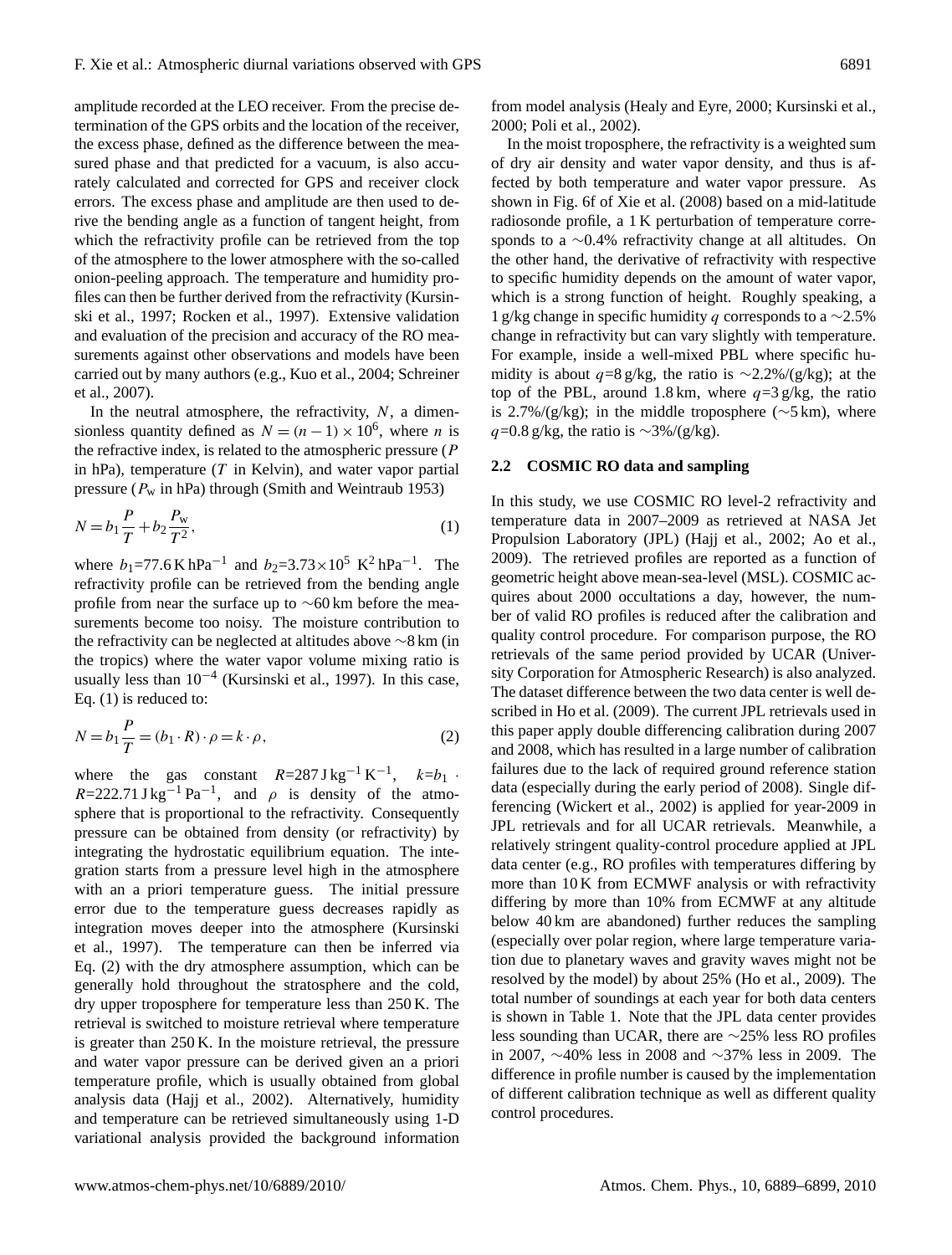amplitude recorded at the LEO receiver. From the precise determination of the GPS orbits and the location of the receiver, the excess phase, defined as the difference between the measured phase and that predicted for a vacuum, is also accurately calculated and corrected for GPS and receiver clock errors. The excess phase and amplitude are then used to derive the bending angle as a function of tangent height, from which the refractivity profile can be retrieved from the top of the atmosphere to the lower atmosphere with the so-called onion-peeling approach. The temperature and humidity profiles can then be further derived from the refractivity (Kursinski et al., 1997; Rocken et al., 1997). Extensive validation and evaluation of the precision and accuracy of the RO measurements against other observations and models have been carried out by many authors (e.g., Kuo et al., 2004; Schreiner et al., 2007).

In the neutral atmosphere, the refractivity, $N$, a dimensionless quantity defined as $N=(n-1)\times 10^6$, where $n$ is the refractive index, is related to the atmospheric pressure ($P$ in hPa), temperature ($T$ in Kelvin), and water vapor partial pressure ($P_\mathrm{w}$ in hPa) through (Smith and Weintraub 1953)

$$N=b_1\frac{P}{T}+b_2\frac{P_\mathrm{w}}{T^2}, \tag{1}$$

where $b_1$=77.6 K hPa$^{-1}$ and $b_2$=3.73×10$^5$ K$^2$ hPa$^{-1}$. The refractivity profile can be retrieved from the bending angle profile from near the surface up to ∼60 km before the measurements become too noisy. The moisture contribution to the refractivity can be neglected at altitudes above ∼8 km (in the tropics) where the water vapor volume mixing ratio is usually less than $10^{-4}$ (Kursinski et al., 1997). In this case, Eq. (1) is reduced to:

$$N=b_1\frac{P}{T}=(b_1\cdot R)\cdot\rho=k\cdot\rho, \tag{2}$$

where the gas constant $R$=287 J kg$^{-1}$ K$^{-1}$, $k$=$b_1\cdot R$=222.71 J kg$^{-1}$ Pa$^{-1}$, and $\rho$ is density of the atmosphere that is proportional to the refractivity. Consequently pressure can be obtained from density (or refractivity) by integrating the hydrostatic equilibrium equation. The integration starts from a pressure level high in the atmosphere with an a priori temperature guess. The initial pressure error due to the temperature guess decreases rapidly as integration moves deeper into the atmosphere (Kursinski et al., 1997). The temperature can then be inferred via Eq. (2) with the dry atmosphere assumption, which can be generally hold throughout the stratosphere and the cold, dry upper troposphere for temperature less than 250 K. The retrieval is switched to moisture retrieval where temperature is greater than 250 K. In the moisture retrieval, the pressure and water vapor pressure can be derived given an a priori temperature profile, which is usually obtained from global analysis data (Hajj et al., 2002). Alternatively, humidity and temperature can be retrieved simultaneously using 1-D variational analysis provided the background information from model analysis (Healy and Eyre, 2000; Kursinski et al., 2000; Poli et al., 2002).

In the moist troposphere, the refractivity is a weighted sum of dry air density and water vapor density, and thus is affected by both temperature and water vapor pressure. As shown in Fig. 6f of Xie et al. (2008) based on a mid-latitude radiosonde profile, a 1 K perturbation of temperature corresponds to a ∼0.4% refractivity change at all altitudes. On the other hand, the derivative of refractivity with respective to specific humidity depends on the amount of water vapor, which is a strong function of height. Roughly speaking, a 1 g/kg change in specific humidity $q$ corresponds to a ∼2.5% change in refractivity but can vary slightly with temperature. For example, inside a well-mixed PBL where specific humidity is about $q$=8 g/kg, the ratio is ∼2.2%/(g/kg); at the top of the PBL, around 1.8 km, where $q$=3 g/kg, the ratio is 2.7%/(g/kg); in the middle troposphere (∼5 km), where $q$=0.8 g/kg, the ratio is ∼3%/(g/kg).

## 2.2 COSMIC RO data and sampling

In this study, we use COSMIC RO level-2 refractivity and temperature data in 2007–2009 as retrieved at NASA Jet Propulsion Laboratory (JPL) (Hajj et al., 2002; Ao et al., 2009). The retrieved profiles are reported as a function of geometric height above mean-sea-level (MSL). COSMIC acquires about 2000 occultations a day, however, the number of valid RO profiles is reduced after the calibration and quality control procedure. For comparison purpose, the RO retrievals of the same period provided by UCAR (University Corporation for Atmospheric Research) is also analyzed. The dataset difference between the two data center is well described in Ho et al. (2009). The current JPL retrievals used in this paper apply double differencing calibration during 2007 and 2008, which has resulted in a large number of calibration failures due to the lack of required ground reference station data (especially during the early period of 2008). Single differencing (Wickert et al., 2002) is applied for year-2009 in JPL retrievals and for all UCAR retrievals. Meanwhile, a relatively stringent quality-control procedure applied at JPL data center (e.g., RO profiles with temperatures differing by more than 10 K from ECMWF analysis or with refractivity differing by more than 10% from ECMWF at any altitude below 40 km are abandoned) further reduces the sampling (especially over polar region, where large temperature variation due to planetary waves and gravity waves might not be resolved by the model) by about 25% (Ho et al., 2009). The total number of soundings at each year for both data centers is shown in Table 1. Note that the JPL data center provides less sounding than UCAR, there are ∼25% less RO profiles in 2007, ∼40% less in 2008 and ∼37% less in 2009. The difference in profile number is caused by the implementation of different calibration technique as well as different quality control procedures.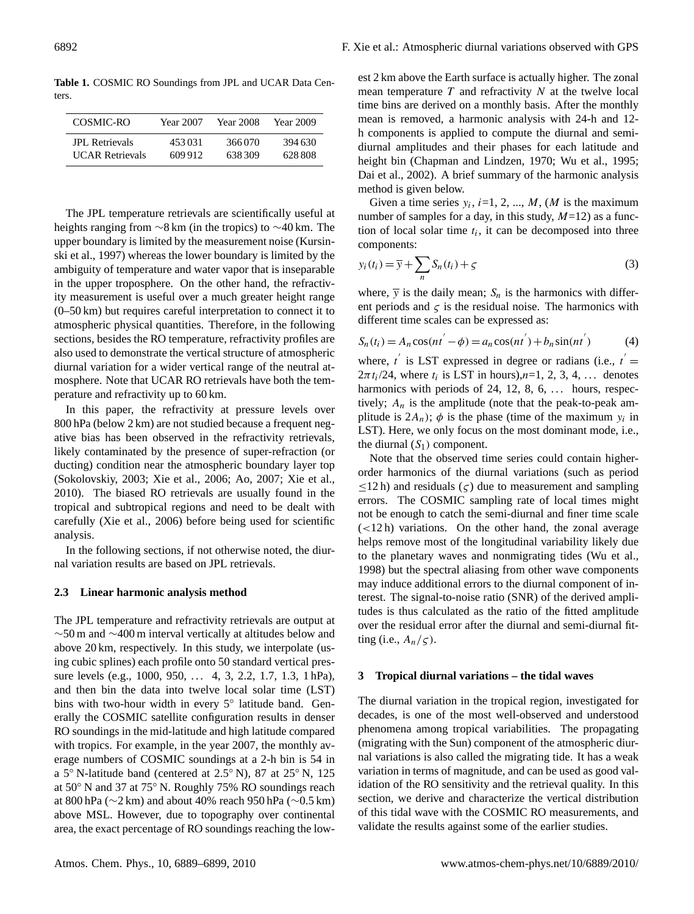**Table 1.** COSMIC RO Soundings from JPL and UCAR Data Centers.

| COSMIC-RO | Year 2007 | Year 2008 | Year 2009 |
|---|---|---|---|
| JPL Retrievals | 453 031 | 366 070 | 394 630 |
| UCAR Retrievals | 609 912 | 638 309 | 628 808 |

The JPL temperature retrievals are scientifically useful at heights ranging from ∼8 km (in the tropics) to ∼40 km. The upper boundary is limited by the measurement noise (Kursinski et al., 1997) whereas the lower boundary is limited by the ambiguity of temperature and water vapor that is inseparable in the upper troposphere. On the other hand, the refractivity measurement is useful over a much greater height range (0–50 km) but requires careful interpretation to convert it to atmospheric physical quantities. Therefore, in the following sections, besides the RO temperature, refractivity profiles are also used to demonstrate the vertical structure of atmospheric diurnal variation for a wider vertical range of the neutral atmosphere. Note that UCAR RO retrievals have both the temperature and refractivity up to 60 km.

In this paper, the refractivity at pressure levels over 800 hPa (below 2 km) are not studied because a frequent negative bias has been observed in the refractivity retrievals, likely contaminated by the presence of super-refraction (or ducting) condition near the atmospheric boundary layer top (Sokolovskiy, 2003; Xie et al., 2006; Ao, 2007; Xie et al., 2010). The biased RO retrievals are usually found in the tropical and subtropical regions and need to be dealt with carefully (Xie et al., 2006) before being used for scientific analysis.

In the following sections, if not otherwise noted, the diurnal variation results are based on JPL retrievals.

### 2.3 Linear harmonic analysis method

The JPL temperature and refractivity retrievals are output at ∼50 m and ∼400 m interval vertically at altitudes below and above 20 km, respectively. In this study, we interpolate (using cubic splines) each profile onto 50 standard vertical pressure levels (e.g., 1000, 950, … 4, 3, 2.2, 1.7, 1.3, 1 hPa), and then bin the data into twelve local solar time (LST) bins with two-hour width in every 5° latitude band. Generally the COSMIC satellite configuration results in denser RO soundings in the mid-latitude and high latitude compared with tropics. For example, in the year 2007, the monthly average numbers of COSMIC soundings at a 2-h bin is 54 in a 5° N-latitude band (centered at 2.5° N), 87 at 25° N, 125 at 50° N and 37 at 75° N. Roughly 75% RO soundings reach at 800 hPa (∼2 km) and about 40% reach 950 hPa (∼0.5 km) above MSL. However, due to topography over continental area, the exact percentage of RO soundings reaching the lowest 2 km above the Earth surface is actually higher. The zonal mean temperature $T$ and refractivity $N$ at the twelve local time bins are derived on a monthly basis. After the monthly mean is removed, a harmonic analysis with 24-h and 12-h components is applied to compute the diurnal and semi-diurnal amplitudes and their phases for each latitude and height bin (Chapman and Lindzen, 1970; Wu et al., 1995; Dai et al., 2002). A brief summary of the harmonic analysis method is given below.

Given a time series $y_i$, $i$=1, 2, ..., $M$, ($M$ is the maximum number of samples for a day, in this study, $M$=12) as a function of local solar time $t_i$, it can be decomposed into three components:

$$y_i(t_i) = \overline{y} + \sum_n S_n(t_i) + \varsigma \tag{3}$$

where, $\overline{y}$ is the daily mean; $S_n$ is the harmonics with different periods and $\varsigma$ is the residual noise. The harmonics with different time scales can be expressed as:

$$S_n(t_i) = A_n \cos(nt' - \phi) = a_n \cos(nt') + b_n \sin(nt') \tag{4}$$

where, $t'$ is LST expressed in degree or radians (i.e., $t' = 2\pi t_i/24$, where $t_i$ is LST in hours),$n$=1, 2, 3, 4, … denotes harmonics with periods of 24, 12, 8, 6, … hours, respectively; $A_n$ is the amplitude (note that the peak-to-peak amplitude is $2A_n$); $\phi$ is the phase (time of the maximum $y_i$ in LST). Here, we only focus on the most dominant mode, i.e., the diurnal ($S_1$) component.

Note that the observed time series could contain higher-order harmonics of the diurnal variations (such as period ≤12 h) and residuals ($\varsigma$) due to measurement and sampling errors. The COSMIC sampling rate of local times might not be enough to catch the semi-diurnal and finer time scale (<12 h) variations. On the other hand, the zonal average helps remove most of the longitudinal variability likely due to the planetary waves and nonmigrating tides (Wu et al., 1998) but the spectral aliasing from other wave components may induce additional errors to the diurnal component of interest. The signal-to-noise ratio (SNR) of the derived amplitudes is thus calculated as the ratio of the fitted amplitude over the residual error after the diurnal and semi-diurnal fitting (i.e., $A_n/\varsigma$).

## 3 Tropical diurnal variations – the tidal waves

The diurnal variation in the tropical region, investigated for decades, is one of the most well-observed and understood phenomena among tropical variabilities. The propagating (migrating with the Sun) component of the atmospheric diurnal variations is also called the migrating tide. It has a weak variation in terms of magnitude, and can be used as good validation of the RO sensitivity and the retrieval quality. In this section, we derive and characterize the vertical distribution of this tidal wave with the COSMIC RO measurements, and validate the results against some of the earlier studies.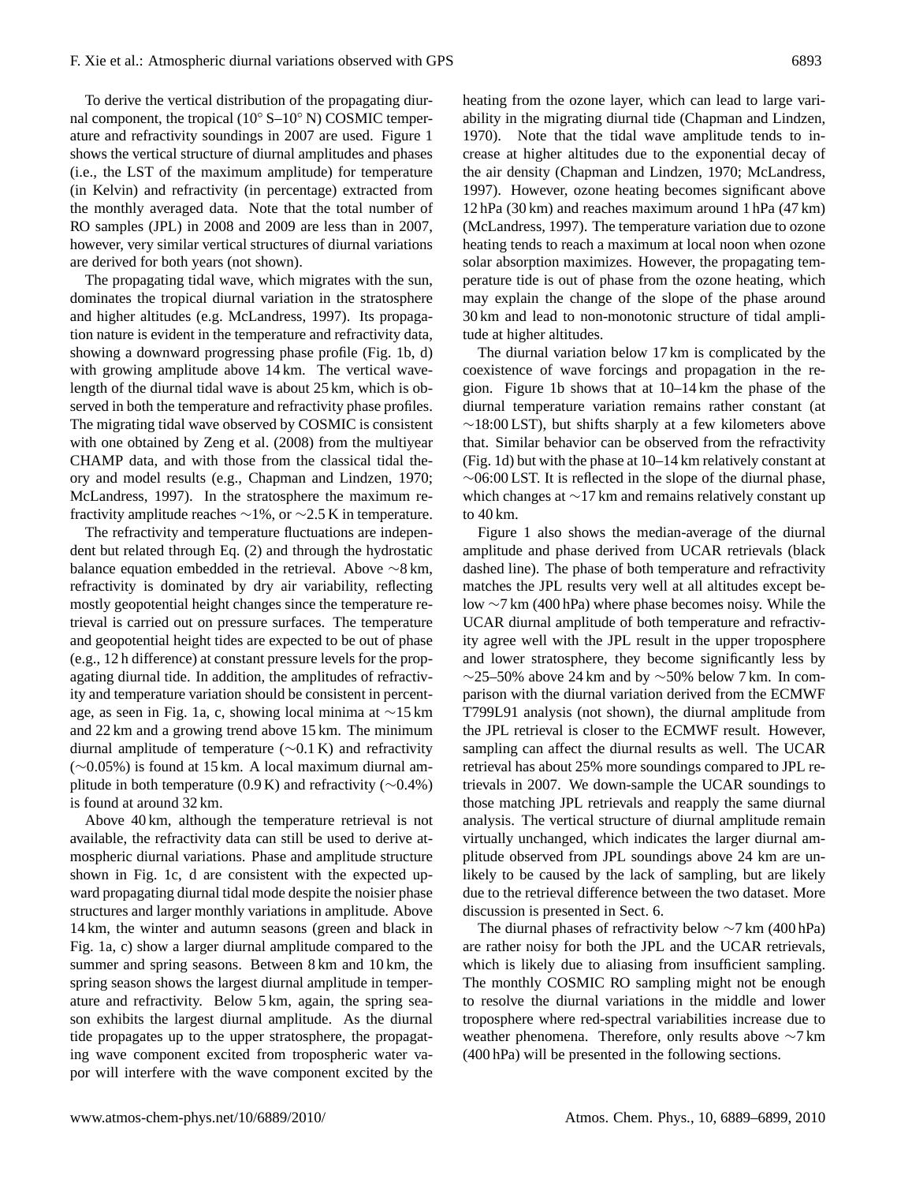To derive the vertical distribution of the propagating diurnal component, the tropical (10° S–10° N) COSMIC temperature and refractivity soundings in 2007 are used. Figure 1 shows the vertical structure of diurnal amplitudes and phases (i.e., the LST of the maximum amplitude) for temperature (in Kelvin) and refractivity (in percentage) extracted from the monthly averaged data. Note that the total number of RO samples (JPL) in 2008 and 2009 are less than in 2007, however, very similar vertical structures of diurnal variations are derived for both years (not shown).

The propagating tidal wave, which migrates with the sun, dominates the tropical diurnal variation in the stratosphere and higher altitudes (e.g. McLandress, 1997). Its propagation nature is evident in the temperature and refractivity data, showing a downward progressing phase profile (Fig. 1b, d) with growing amplitude above 14 km. The vertical wavelength of the diurnal tidal wave is about 25 km, which is observed in both the temperature and refractivity phase profiles. The migrating tidal wave observed by COSMIC is consistent with one obtained by Zeng et al. (2008) from the multiyear CHAMP data, and with those from the classical tidal theory and model results (e.g., Chapman and Lindzen, 1970; McLandress, 1997). In the stratosphere the maximum refractivity amplitude reaches ∼1%, or ∼2.5 K in temperature.

The refractivity and temperature fluctuations are independent but related through Eq. (2) and through the hydrostatic balance equation embedded in the retrieval. Above ∼8 km, refractivity is dominated by dry air variability, reflecting mostly geopotential height changes since the temperature retrieval is carried out on pressure surfaces. The temperature and geopotential height tides are expected to be out of phase (e.g., 12 h difference) at constant pressure levels for the propagating diurnal tide. In addition, the amplitudes of refractivity and temperature variation should be consistent in percentage, as seen in Fig. 1a, c, showing local minima at ∼15 km and 22 km and a growing trend above 15 km. The minimum diurnal amplitude of temperature (∼0.1 K) and refractivity (∼0.05%) is found at 15 km. A local maximum diurnal amplitude in both temperature (0.9 K) and refractivity (∼0.4%) is found at around 32 km.

Above 40 km, although the temperature retrieval is not available, the refractivity data can still be used to derive atmospheric diurnal variations. Phase and amplitude structure shown in Fig. 1c, d are consistent with the expected upward propagating diurnal tidal mode despite the noisier phase structures and larger monthly variations in amplitude. Above 14 km, the winter and autumn seasons (green and black in Fig. 1a, c) show a larger diurnal amplitude compared to the summer and spring seasons. Between 8 km and 10 km, the spring season shows the largest diurnal amplitude in temperature and refractivity. Below 5 km, again, the spring season exhibits the largest diurnal amplitude. As the diurnal tide propagates up to the upper stratosphere, the propagating wave component excited from tropospheric water vapor will interfere with the wave component excited by the heating from the ozone layer, which can lead to large variability in the migrating diurnal tide (Chapman and Lindzen, 1970). Note that the tidal wave amplitude tends to increase at higher altitudes due to the exponential decay of the air density (Chapman and Lindzen, 1970; McLandress, 1997). However, ozone heating becomes significant above 12 hPa (30 km) and reaches maximum around 1 hPa (47 km) (McLandress, 1997). The temperature variation due to ozone heating tends to reach a maximum at local noon when ozone solar absorption maximizes. However, the propagating temperature tide is out of phase from the ozone heating, which may explain the change of the slope of the phase around 30 km and lead to non-monotonic structure of tidal amplitude at higher altitudes.

The diurnal variation below 17 km is complicated by the coexistence of wave forcings and propagation in the region. Figure 1b shows that at 10–14 km the phase of the diurnal temperature variation remains rather constant (at ∼18:00 LST), but shifts sharply at a few kilometers above that. Similar behavior can be observed from the refractivity (Fig. 1d) but with the phase at 10–14 km relatively constant at ∼06:00 LST. It is reflected in the slope of the diurnal phase, which changes at ∼17 km and remains relatively constant up to 40 km.

Figure 1 also shows the median-average of the diurnal amplitude and phase derived from UCAR retrievals (black dashed line). The phase of both temperature and refractivity matches the JPL results very well at all altitudes except below ∼7 km (400 hPa) where phase becomes noisy. While the UCAR diurnal amplitude of both temperature and refractivity agree well with the JPL result in the upper troposphere and lower stratosphere, they become significantly less by ∼25–50% above 24 km and by ∼50% below 7 km. In comparison with the diurnal variation derived from the ECMWF T799L91 analysis (not shown), the diurnal amplitude from the JPL retrieval is closer to the ECMWF result. However, sampling can affect the diurnal results as well. The UCAR retrieval has about 25% more soundings compared to JPL retrievals in 2007. We down-sample the UCAR soundings to those matching JPL retrievals and reapply the same diurnal analysis. The vertical structure of diurnal amplitude remain virtually unchanged, which indicates the larger diurnal amplitude observed from JPL soundings above 24 km are unlikely to be caused by the lack of sampling, but are likely due to the retrieval difference between the two dataset. More discussion is presented in Sect. 6.

The diurnal phases of refractivity below ∼7 km (400 hPa) are rather noisy for both the JPL and the UCAR retrievals, which is likely due to aliasing from insufficient sampling. The monthly COSMIC RO sampling might not be enough to resolve the diurnal variations in the middle and lower troposphere where red-spectral variabilities increase due to weather phenomena. Therefore, only results above ∼7 km (400 hPa) will be presented in the following sections.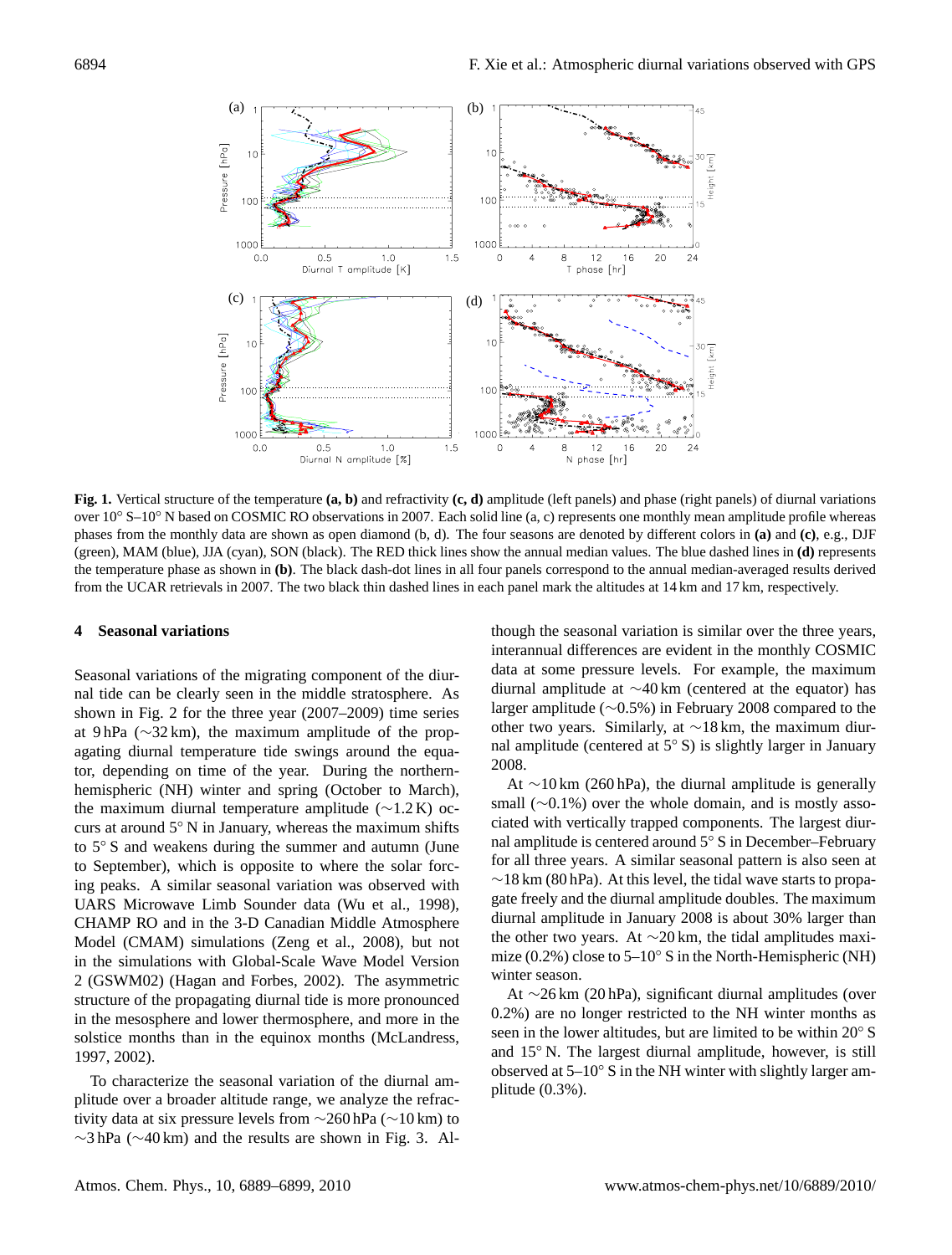**Fig. 1.** Vertical structure of the temperature **(a, b)** and refractivity **(c, d)** amplitude (left panels) and phase (right panels) of diurnal variations over 10° S–10° N based on COSMIC RO observations in 2007. Each solid line (a, c) represents one monthly mean amplitude profile whereas phases from the monthly data are shown as open diamond (b, d). The four seasons are denoted by different colors in **(a)** and **(c)**, e.g., DJF (green), MAM (blue), JJA (cyan), SON (black). The RED thick lines show the annual median values. The blue dashed lines in **(d)** represents the temperature phase as shown in **(b)**. The black dash-dot lines in all four panels correspond to the annual median-averaged results derived from the UCAR retrievals in 2007. The two black thin dashed lines in each panel mark the altitudes at 14 km and 17 km, respectively.

## 4 Seasonal variations

Seasonal variations of the migrating component of the diurnal tide can be clearly seen in the middle stratosphere. As shown in Fig. 2 for the three year (2007–2009) time series at 9 hPa (∼32 km), the maximum amplitude of the propagating diurnal temperature tide swings around the equator, depending on time of the year. During the northern-hemispheric (NH) winter and spring (October to March), the maximum diurnal temperature amplitude (∼1.2 K) occurs at around 5° N in January, whereas the maximum shifts to 5° S and weakens during the summer and autumn (June to September), which is opposite to where the solar forcing peaks. A similar seasonal variation was observed with UARS Microwave Limb Sounder data (Wu et al., 1998), CHAMP RO and in the 3-D Canadian Middle Atmosphere Model (CMAM) simulations (Zeng et al., 2008), but not in the simulations with Global-Scale Wave Model Version 2 (GSWM02) (Hagan and Forbes, 2002). The asymmetric structure of the propagating diurnal tide is more pronounced in the mesosphere and lower thermosphere, and more in the solstice months than in the equinox months (McLandress, 1997, 2002).

To characterize the seasonal variation of the diurnal amplitude over a broader altitude range, we analyze the refractivity data at six pressure levels from ∼260 hPa (∼10 km) to ∼3 hPa (∼40 km) and the results are shown in Fig. 3. Although the seasonal variation is similar over the three years, interannual differences are evident in the monthly COSMIC data at some pressure levels. For example, the maximum diurnal amplitude at ∼40 km (centered at the equator) has larger amplitude (∼0.5%) in February 2008 compared to the other two years. Similarly, at ∼18 km, the maximum diurnal amplitude (centered at 5° S) is slightly larger in January 2008.

At ∼10 km (260 hPa), the diurnal amplitude is generally small (∼0.1%) over the whole domain, and is mostly associated with vertically trapped components. The largest diurnal amplitude is centered around 5° S in December–February for all three years. A similar seasonal pattern is also seen at ∼18 km (80 hPa). At this level, the tidal wave starts to propagate freely and the diurnal amplitude doubles. The maximum diurnal amplitude in January 2008 is about 30% larger than the other two years. At ∼20 km, the tidal amplitudes maximize (0.2%) close to 5–10° S in the North-Hemispheric (NH) winter season.

At ∼26 km (20 hPa), significant diurnal amplitudes (over 0.2%) are no longer restricted to the NH winter months as seen in the lower altitudes, but are limited to be within 20° S and 15° N. The largest diurnal amplitude, however, is still observed at 5–10° S in the NH winter with slightly larger amplitude (0.3%).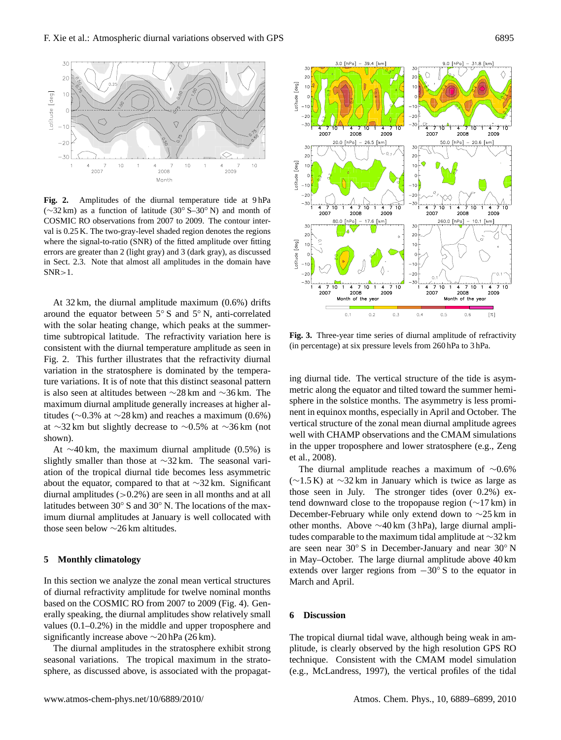**Fig. 2.** Amplitudes of the diurnal temperature tide at 9 hPa (∼32 km) as a function of latitude (30° S–30° N) and month of COSMIC RO observations from 2007 to 2009. The contour interval is 0.25 K. The two-gray-level shaded region denotes the regions where the signal-to-ratio (SNR) of the fitted amplitude over fitting errors are greater than 2 (light gray) and 3 (dark gray), as discussed in Sect. 2.3. Note that almost all amplitudes in the domain have SNR>1.

At 32 km, the diurnal amplitude maximum (0.6%) drifts around the equator between 5° S and 5° N, anti-correlated with the solar heating change, which peaks at the summertime subtropical latitude. The refractivity variation here is consistent with the diurnal temperature amplitude as seen in Fig. 2. This further illustrates that the refractivity diurnal variation in the stratosphere is dominated by the temperature variations. It is of note that this distinct seasonal pattern is also seen at altitudes between ∼28 km and ∼36 km. The maximum diurnal amplitude generally increases at higher altitudes (∼0.3% at ∼28 km) and reaches a maximum (0.6%) at ∼32 km but slightly decrease to ∼0.5% at ∼36 km (not shown).

At ∼40 km, the maximum diurnal amplitude (0.5%) is slightly smaller than those at ∼32 km. The seasonal variation of the tropical diurnal tide becomes less asymmetric about the equator, compared to that at ∼32 km. Significant diurnal amplitudes (>0.2%) are seen in all months and at all latitudes between 30° S and 30° N. The locations of the maximum diurnal amplitudes at January is well collocated with those seen below ∼26 km altitudes.

## 5 Monthly climatology

In this section we analyze the zonal mean vertical structures of diurnal refractivity amplitude for twelve nominal months based on the COSMIC RO from 2007 to 2009 (Fig. 4). Generally speaking, the diurnal amplitudes show relatively small values (0.1–0.2%) in the middle and upper troposphere and significantly increase above ∼20 hPa (26 km).

The diurnal amplitudes in the stratosphere exhibit strong seasonal variations. The tropical maximum in the stratosphere, as discussed above, is associated with the propagating diurnal tide. The vertical structure of the tide is asymmetric along the equator and tilted toward the summer hemisphere in the solstice months. The asymmetry is less prominent in equinox months, especially in April and October. The vertical structure of the zonal mean diurnal amplitude agrees well with CHAMP observations and the CMAM simulations in the upper troposphere and lower stratosphere (e.g., Zeng et al., 2008).

**Fig. 3.** Three-year time series of diurnal amplitude of refractivity (in percentage) at six pressure levels from 260 hPa to 3 hPa.

The diurnal amplitude reaches a maximum of ∼0.6% (∼1.5 K) at ∼32 km in January which is twice as large as those seen in July. The stronger tides (over 0.2%) extend downward close to the tropopause region (∼17 km) in December-February while only extend down to ∼25 km in other months. Above ∼40 km (3 hPa), large diurnal amplitudes comparable to the maximum tidal amplitude at ∼32 km are seen near 30° S in December-January and near 30° N in May–October. The large diurnal amplitude above 40 km extends over larger regions from −30° S to the equator in March and April.

## 6 Discussion

The tropical diurnal tidal wave, although being weak in amplitude, is clearly observed by the high resolution GPS RO technique. Consistent with the CMAM model simulation (e.g., McLandress, 1997), the vertical profiles of the tidal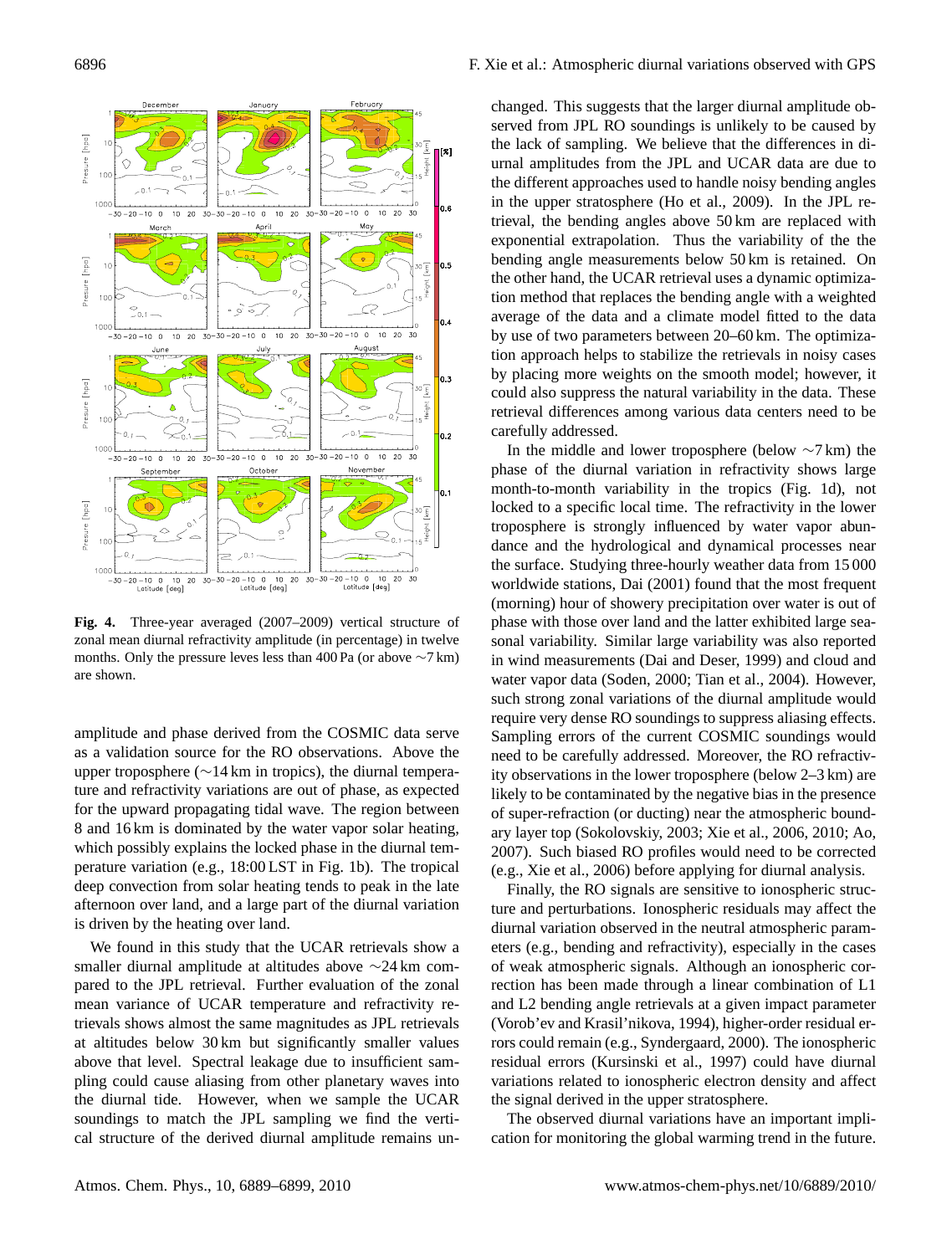**Fig. 4.** Three-year averaged (2007–2009) vertical structure of zonal mean diurnal refractivity amplitude (in percentage) in twelve months. Only the pressure leves less than 400 Pa (or above ∼7 km) are shown.

amplitude and phase derived from the COSMIC data serve as a validation source for the RO observations. Above the upper troposphere (∼14 km in tropics), the diurnal temperature and refractivity variations are out of phase, as expected for the upward propagating tidal wave. The region between 8 and 16 km is dominated by the water vapor solar heating, which possibly explains the locked phase in the diurnal temperature variation (e.g., 18:00 LST in Fig. 1b). The tropical deep convection from solar heating tends to peak in the late afternoon over land, and a large part of the diurnal variation is driven by the heating over land.

We found in this study that the UCAR retrievals show a smaller diurnal amplitude at altitudes above ∼24 km compared to the JPL retrieval. Further evaluation of the zonal mean variance of UCAR temperature and refractivity retrievals shows almost the same magnitudes as JPL retrievals at altitudes below 30 km but significantly smaller values above that level. Spectral leakage due to insufficient sampling could cause aliasing from other planetary waves into the diurnal tide. However, when we sample the UCAR soundings to match the JPL sampling we find the vertical structure of the derived diurnal amplitude remains unchanged. This suggests that the larger diurnal amplitude observed from JPL RO soundings is unlikely to be caused by the lack of sampling. We believe that the differences in diurnal amplitudes from the JPL and UCAR data are due to the different approaches used to handle noisy bending angles in the upper stratosphere (Ho et al., 2009). In the JPL retrieval, the bending angles above 50 km are replaced with exponential extrapolation. Thus the variability of the the bending angle measurements below 50 km is retained. On the other hand, the UCAR retrieval uses a dynamic optimization method that replaces the bending angle with a weighted average of the data and a climate model fitted to the data by use of two parameters between 20–60 km. The optimization approach helps to stabilize the retrievals in noisy cases by placing more weights on the smooth model; however, it could also suppress the natural variability in the data. These retrieval differences among various data centers need to be carefully addressed.

In the middle and lower troposphere (below ∼7 km) the phase of the diurnal variation in refractivity shows large month-to-month variability in the tropics (Fig. 1d), not locked to a specific local time. The refractivity in the lower troposphere is strongly influenced by water vapor abundance and the hydrological and dynamical processes near the surface. Studying three-hourly weather data from 15 000 worldwide stations, Dai (2001) found that the most frequent (morning) hour of showery precipitation over water is out of phase with those over land and the latter exhibited large seasonal variability. Similar large variability was also reported in wind measurements (Dai and Deser, 1999) and cloud and water vapor data (Soden, 2000; Tian et al., 2004). However, such strong zonal variations of the diurnal amplitude would require very dense RO soundings to suppress aliasing effects. Sampling errors of the current COSMIC soundings would need to be carefully addressed. Moreover, the RO refractivity observations in the lower troposphere (below 2–3 km) are likely to be contaminated by the negative bias in the presence of super-refraction (or ducting) near the atmospheric boundary layer top (Sokolovskiy, 2003; Xie et al., 2006, 2010; Ao, 2007). Such biased RO profiles would need to be corrected (e.g., Xie et al., 2006) before applying for diurnal analysis.

Finally, the RO signals are sensitive to ionospheric structure and perturbations. Ionospheric residuals may affect the diurnal variation observed in the neutral atmospheric parameters (e.g., bending and refractivity), especially in the cases of weak atmospheric signals. Although an ionospheric correction has been made through a linear combination of L1 and L2 bending angle retrievals at a given impact parameter (Vorob'ev and Krasil'nikova, 1994), higher-order residual errors could remain (e.g., Syndergaard, 2000). The ionospheric residual errors (Kursinski et al., 1997) could have diurnal variations related to ionospheric electron density and affect the signal derived in the upper stratosphere.

The observed diurnal variations have an important implication for monitoring the global warming trend in the future.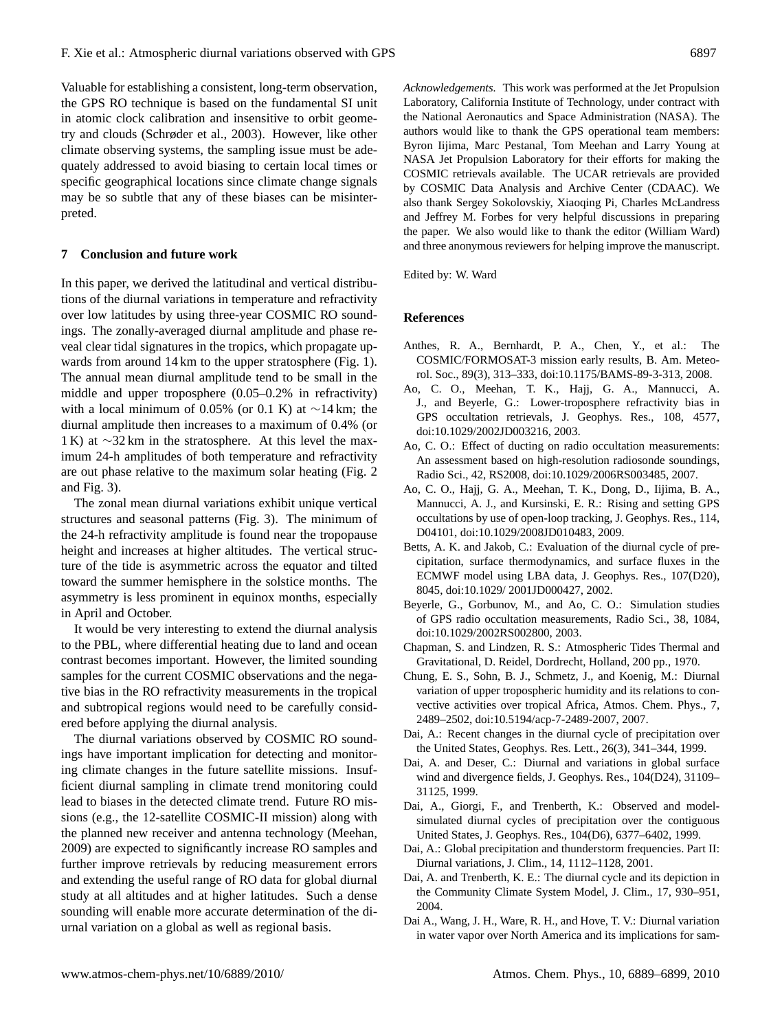Valuable for establishing a consistent, long-term observation, the GPS RO technique is based on the fundamental SI unit in atomic clock calibration and insensitive to orbit geometry and clouds (Schrøder et al., 2003). However, like other climate observing systems, the sampling issue must be adequately addressed to avoid biasing to certain local times or specific geographical locations since climate change signals may be so subtle that any of these biases can be misinterpreted.

## 7 Conclusion and future work

In this paper, we derived the latitudinal and vertical distributions of the diurnal variations in temperature and refractivity over low latitudes by using three-year COSMIC RO soundings. The zonally-averaged diurnal amplitude and phase reveal clear tidal signatures in the tropics, which propagate upwards from around 14 km to the upper stratosphere (Fig. 1). The annual mean diurnal amplitude tend to be small in the middle and upper troposphere (0.05–0.2% in refractivity) with a local minimum of 0.05% (or 0.1 K) at ∼14 km; the diurnal amplitude then increases to a maximum of 0.4% (or 1 K) at ∼32 km in the stratosphere. At this level the maximum 24-h amplitudes of both temperature and refractivity are out phase relative to the maximum solar heating (Fig. 2 and Fig. 3).

The zonal mean diurnal variations exhibit unique vertical structures and seasonal patterns (Fig. 3). The minimum of the 24-h refractivity amplitude is found near the tropopause height and increases at higher altitudes. The vertical structure of the tide is asymmetric across the equator and tilted toward the summer hemisphere in the solstice months. The asymmetry is less prominent in equinox months, especially in April and October.

It would be very interesting to extend the diurnal analysis to the PBL, where differential heating due to land and ocean contrast becomes important. However, the limited sounding samples for the current COSMIC observations and the negative bias in the RO refractivity measurements in the tropical and subtropical regions would need to be carefully considered before applying the diurnal analysis.

The diurnal variations observed by COSMIC RO soundings have important implication for detecting and monitoring climate changes in the future satellite missions. Insufficient diurnal sampling in climate trend monitoring could lead to biases in the detected climate trend. Future RO missions (e.g., the 12-satellite COSMIC-II mission) along with the planned new receiver and antenna technology (Meehan, 2009) are expected to significantly increase RO samples and further improve retrievals by reducing measurement errors and extending the useful range of RO data for global diurnal study at all altitudes and at higher latitudes. Such a dense sounding will enable more accurate determination of the diurnal variation on a global as well as regional basis.

*Acknowledgements.* This work was performed at the Jet Propulsion Laboratory, California Institute of Technology, under contract with the National Aeronautics and Space Administration (NASA). The authors would like to thank the GPS operational team members: Byron Iijima, Marc Pestanal, Tom Meehan and Larry Young at NASA Jet Propulsion Laboratory for their efforts for making the COSMIC retrievals available. The UCAR retrievals are provided by COSMIC Data Analysis and Archive Center (CDAAC). We also thank Sergey Sokolovskiy, Xiaoqing Pi, Charles McLandress and Jeffrey M. Forbes for very helpful discussions in preparing the paper. We also would like to thank the editor (William Ward) and three anonymous reviewers for helping improve the manuscript.

Edited by: W. Ward

## References

Anthes, R. A., Bernhardt, P. A., Chen, Y., et al.: The COSMIC/FORMOSAT-3 mission early results, B. Am. Meteorol. Soc., 89(3), 313–333, doi:10.1175/BAMS-89-3-313, 2008.

Ao, C. O., Meehan, T. K., Hajj, G. A., Mannucci, A. J., and Beyerle, G.: Lower-troposphere refractivity bias in GPS occultation retrievals, J. Geophys. Res., 108, 4577, doi:10.1029/2002JD003216, 2003.

Ao, C. O.: Effect of ducting on radio occultation measurements: An assessment based on high-resolution radiosonde soundings, Radio Sci., 42, RS2008, doi:10.1029/2006RS003485, 2007.

Ao, C. O., Hajj, G. A., Meehan, T. K., Dong, D., Iijima, B. A., Mannucci, A. J., and Kursinski, E. R.: Rising and setting GPS occultations by use of open-loop tracking, J. Geophys. Res., 114, D04101, doi:10.1029/2008JD010483, 2009.

Betts, A. K. and Jakob, C.: Evaluation of the diurnal cycle of precipitation, surface thermodynamics, and surface fluxes in the ECMWF model using LBA data, J. Geophys. Res., 107(D20), 8045, doi:10.1029/ 2001JD000427, 2002.

Beyerle, G., Gorbunov, M., and Ao, C. O.: Simulation studies of GPS radio occultation measurements, Radio Sci., 38, 1084, doi:10.1029/2002RS002800, 2003.

Chapman, S. and Lindzen, R. S.: Atmospheric Tides Thermal and Gravitational, D. Reidel, Dordrecht, Holland, 200 pp., 1970.

Chung, E. S., Sohn, B. J., Schmetz, J., and Koenig, M.: Diurnal variation of upper tropospheric humidity and its relations to convective activities over tropical Africa, Atmos. Chem. Phys., 7, 2489–2502, doi:10.5194/acp-7-2489-2007, 2007.

Dai, A.: Recent changes in the diurnal cycle of precipitation over the United States, Geophys. Res. Lett., 26(3), 341–344, 1999.

Dai, A. and Deser, C.: Diurnal and variations in global surface wind and divergence fields, J. Geophys. Res., 104(D24), 31109–31125, 1999.

Dai, A., Giorgi, F., and Trenberth, K.: Observed and model-simulated diurnal cycles of precipitation over the contiguous United States, J. Geophys. Res., 104(D6), 6377–6402, 1999.

Dai, A.: Global precipitation and thunderstorm frequencies. Part II: Diurnal variations, J. Clim., 14, 1112–1128, 2001.

Dai, A. and Trenberth, K. E.: The diurnal cycle and its depiction in the Community Climate System Model, J. Clim., 17, 930–951, 2004.

Dai A., Wang, J. H., Ware, R. H., and Hove, T. V.: Diurnal variation in water vapor over North America and its implications for sam-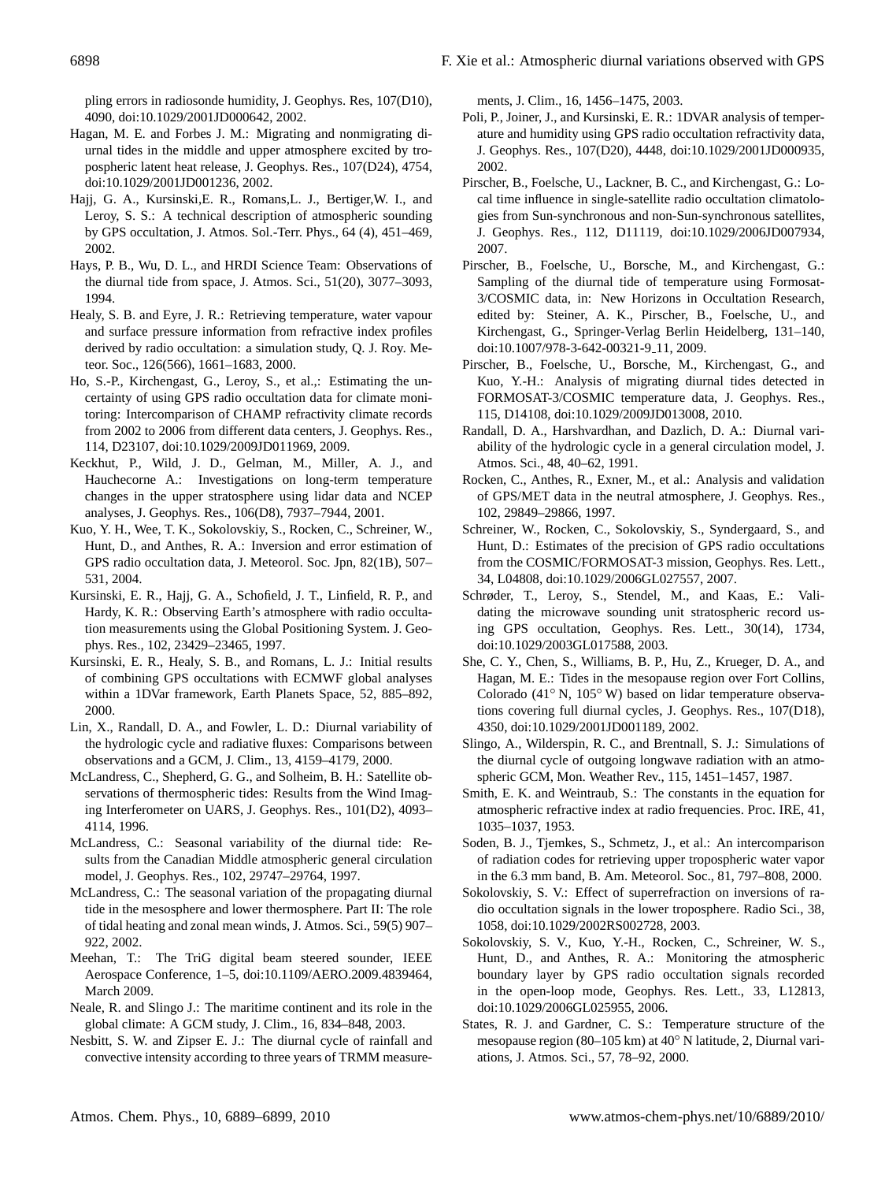pling errors in radiosonde humidity, J. Geophys. Res, 107(D10), 4090, doi:10.1029/2001JD000642, 2002.

Hagan, M. E. and Forbes J. M.: Migrating and nonmigrating diurnal tides in the middle and upper atmosphere excited by tropospheric latent heat release, J. Geophys. Res., 107(D24), 4754, doi:10.1029/2001JD001236, 2002.

Hajj, G. A., Kursinski,E. R., Romans,L. J., Bertiger,W. I., and Leroy, S. S.: A technical description of atmospheric sounding by GPS occultation, J. Atmos. Sol.-Terr. Phys., 64 (4), 451–469, 2002.

Hays, P. B., Wu, D. L., and HRDI Science Team: Observations of the diurnal tide from space, J. Atmos. Sci., 51(20), 3077–3093, 1994.

Healy, S. B. and Eyre, J. R.: Retrieving temperature, water vapour and surface pressure information from refractive index profiles derived by radio occultation: a simulation study, Q. J. Roy. Meteor. Soc., 126(566), 1661–1683, 2000.

Ho, S.-P., Kirchengast, G., Leroy, S., et al.,: Estimating the uncertainty of using GPS radio occultation data for climate monitoring: Intercomparison of CHAMP refractivity climate records from 2002 to 2006 from different data centers, J. Geophys. Res., 114, D23107, doi:10.1029/2009JD011969, 2009.

Keckhut, P., Wild, J. D., Gelman, M., Miller, A. J., and Hauchecorne A.: Investigations on long-term temperature changes in the upper stratosphere using lidar data and NCEP analyses, J. Geophys. Res., 106(D8), 7937–7944, 2001.

Kuo, Y. H., Wee, T. K., Sokolovskiy, S., Rocken, C., Schreiner, W., Hunt, D., and Anthes, R. A.: Inversion and error estimation of GPS radio occultation data, J. Meteorol. Soc. Jpn, 82(1B), 507–531, 2004.

Kursinski, E. R., Hajj, G. A., Schofield, J. T., Linfield, R. P., and Hardy, K. R.: Observing Earth's atmosphere with radio occultation measurements using the Global Positioning System. J. Geophys. Res., 102, 23429–23465, 1997.

Kursinski, E. R., Healy, S. B., and Romans, L. J.: Initial results of combining GPS occultations with ECMWF global analyses within a 1DVar framework, Earth Planets Space, 52, 885–892, 2000.

Lin, X., Randall, D. A., and Fowler, L. D.: Diurnal variability of the hydrologic cycle and radiative fluxes: Comparisons between observations and a GCM, J. Clim., 13, 4159–4179, 2000.

McLandress, C., Shepherd, G. G., and Solheim, B. H.: Satellite observations of thermospheric tides: Results from the Wind Imaging Interferometer on UARS, J. Geophys. Res., 101(D2), 4093–4114, 1996.

McLandress, C.: Seasonal variability of the diurnal tide: Results from the Canadian Middle atmospheric general circulation model, J. Geophys. Res., 102, 29747–29764, 1997.

McLandress, C.: The seasonal variation of the propagating diurnal tide in the mesosphere and lower thermosphere. Part II: The role of tidal heating and zonal mean winds, J. Atmos. Sci., 59(5) 907–922, 2002.

Meehan, T.: The TriG digital beam steered sounder, IEEE Aerospace Conference, 1–5, doi:10.1109/AERO.2009.4839464, March 2009.

Neale, R. and Slingo J.: The maritime continent and its role in the global climate: A GCM study, J. Clim., 16, 834–848, 2003.

Nesbitt, S. W. and Zipser E. J.: The diurnal cycle of rainfall and convective intensity according to three years of TRMM measurements, J. Clim., 16, 1456–1475, 2003.

Poli, P., Joiner, J., and Kursinski, E. R.: 1DVAR analysis of temperature and humidity using GPS radio occultation refractivity data, J. Geophys. Res., 107(D20), 4448, doi:10.1029/2001JD000935, 2002.

Pirscher, B., Foelsche, U., Lackner, B. C., and Kirchengast, G.: Local time influence in single-satellite radio occultation climatologies from Sun-synchronous and non-Sun-synchronous satellites, J. Geophys. Res., 112, D11119, doi:10.1029/2006JD007934, 2007.

Pirscher, B., Foelsche, U., Borsche, M., and Kirchengast, G.: Sampling of the diurnal tide of temperature using Formosat-3/COSMIC data, in: New Horizons in Occultation Research, edited by: Steiner, A. K., Pirscher, B., Foelsche, U., and Kirchengast, G., Springer-Verlag Berlin Heidelberg, 131–140, doi:10.1007/978-3-642-00321-9_11, 2009.

Pirscher, B., Foelsche, U., Borsche, M., Kirchengast, G., and Kuo, Y.-H.: Analysis of migrating diurnal tides detected in FORMOSAT-3/COSMIC temperature data, J. Geophys. Res., 115, D14108, doi:10.1029/2009JD013008, 2010.

Randall, D. A., Harshvardhan, and Dazlich, D. A.: Diurnal variability of the hydrologic cycle in a general circulation model, J. Atmos. Sci., 48, 40–62, 1991.

Rocken, C., Anthes, R., Exner, M., et al.: Analysis and validation of GPS/MET data in the neutral atmosphere, J. Geophys. Res., 102, 29849–29866, 1997.

Schreiner, W., Rocken, C., Sokolovskiy, S., Syndergaard, S., and Hunt, D.: Estimates of the precision of GPS radio occultations from the COSMIC/FORMOSAT-3 mission, Geophys. Res. Lett., 34, L04808, doi:10.1029/2006GL027557, 2007.

Schrøder, T., Leroy, S., Stendel, M., and Kaas, E.: Validating the microwave sounding unit stratospheric record using GPS occultation, Geophys. Res. Lett., 30(14), 1734, doi:10.1029/2003GL017588, 2003.

She, C. Y., Chen, S., Williams, B. P., Hu, Z., Krueger, D. A., and Hagan, M. E.: Tides in the mesopause region over Fort Collins, Colorado (41° N, 105° W) based on lidar temperature observations covering full diurnal cycles, J. Geophys. Res., 107(D18), 4350, doi:10.1029/2001JD001189, 2002.

Slingo, A., Wilderspin, R. C., and Brentnall, S. J.: Simulations of the diurnal cycle of outgoing longwave radiation with an atmospheric GCM, Mon. Weather Rev., 115, 1451–1457, 1987.

Smith, E. K. and Weintraub, S.: The constants in the equation for atmospheric refractive index at radio frequencies. Proc. IRE, 41, 1035–1037, 1953.

Soden, B. J., Tjemkes, S., Schmetz, J., et al.: An intercomparison of radiation codes for retrieving upper tropospheric water vapor in the 6.3 mm band, B. Am. Meteorol. Soc., 81, 797–808, 2000.

Sokolovskiy, S. V.: Effect of superrefraction on inversions of radio occultation signals in the lower troposphere. Radio Sci., 38, 1058, doi:10.1029/2002RS002728, 2003.

Sokolovskiy, S. V., Kuo, Y.-H., Rocken, C., Schreiner, W. S., Hunt, D., and Anthes, R. A.: Monitoring the atmospheric boundary layer by GPS radio occultation signals recorded in the open-loop mode, Geophys. Res. Lett., 33, L12813, doi:10.1029/2006GL025955, 2006.

States, R. J. and Gardner, C. S.: Temperature structure of the mesopause region (80–105 km) at 40° N latitude, 2, Diurnal variations, J. Atmos. Sci., 57, 78–92, 2000.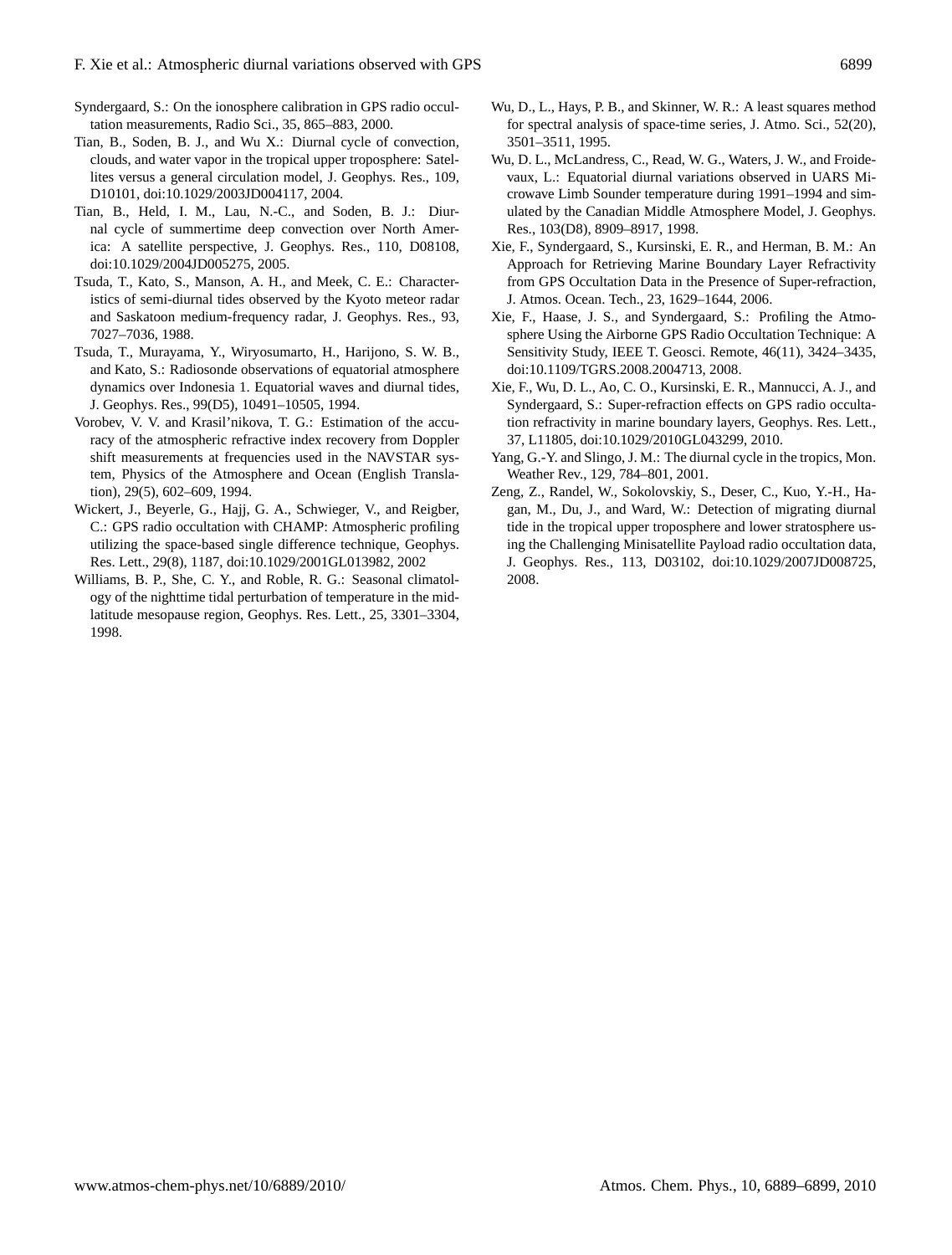Syndergaard, S.: On the ionosphere calibration in GPS radio occultation measurements, Radio Sci., 35, 865–883, 2000.

Tian, B., Soden, B. J., and Wu X.: Diurnal cycle of convection, clouds, and water vapor in the tropical upper troposphere: Satellites versus a general circulation model, J. Geophys. Res., 109, D10101, doi:10.1029/2003JD004117, 2004.

Tian, B., Held, I. M., Lau, N.-C., and Soden, B. J.: Diurnal cycle of summertime deep convection over North America: A satellite perspective, J. Geophys. Res., 110, D08108, doi:10.1029/2004JD005275, 2005.

Tsuda, T., Kato, S., Manson, A. H., and Meek, C. E.: Characteristics of semi-diurnal tides observed by the Kyoto meteor radar and Saskatoon medium-frequency radar, J. Geophys. Res., 93, 7027–7036, 1988.

Tsuda, T., Murayama, Y., Wiryosumarto, H., Harijono, S. W. B., and Kato, S.: Radiosonde observations of equatorial atmosphere dynamics over Indonesia 1. Equatorial waves and diurnal tides, J. Geophys. Res., 99(D5), 10491–10505, 1994.

Vorobev, V. V. and Krasil'nikova, T. G.: Estimation of the accuracy of the atmospheric refractive index recovery from Doppler shift measurements at frequencies used in the NAVSTAR system, Physics of the Atmosphere and Ocean (English Translation), 29(5), 602–609, 1994.

Wickert, J., Beyerle, G., Hajj, G. A., Schwieger, V., and Reigber, C.: GPS radio occultation with CHAMP: Atmospheric profiling utilizing the space-based single difference technique, Geophys. Res. Lett., 29(8), 1187, doi:10.1029/2001GL013982, 2002

Williams, B. P., She, C. Y., and Roble, R. G.: Seasonal climatology of the nighttime tidal perturbation of temperature in the midlatitude mesopause region, Geophys. Res. Lett., 25, 3301–3304, 1998.

Wu, D., L., Hays, P. B., and Skinner, W. R.: A least squares method for spectral analysis of space-time series, J. Atmo. Sci., 52(20), 3501–3511, 1995.

Wu, D. L., McLandress, C., Read, W. G., Waters, J. W., and Froidevaux, L.: Equatorial diurnal variations observed in UARS Microwave Limb Sounder temperature during 1991–1994 and simulated by the Canadian Middle Atmosphere Model, J. Geophys. Res., 103(D8), 8909–8917, 1998.

Xie, F., Syndergaard, S., Kursinski, E. R., and Herman, B. M.: An Approach for Retrieving Marine Boundary Layer Refractivity from GPS Occultation Data in the Presence of Super-refraction, J. Atmos. Ocean. Tech., 23, 1629–1644, 2006.

Xie, F., Haase, J. S., and Syndergaard, S.: Profiling the Atmosphere Using the Airborne GPS Radio Occultation Technique: A Sensitivity Study, IEEE T. Geosci. Remote, 46(11), 3424–3435, doi:10.1109/TGRS.2008.2004713, 2008.

Xie, F., Wu, D. L., Ao, C. O., Kursinski, E. R., Mannucci, A. J., and Syndergaard, S.: Super-refraction effects on GPS radio occultation refractivity in marine boundary layers, Geophys. Res. Lett., 37, L11805, doi:10.1029/2010GL043299, 2010.

Yang, G.-Y. and Slingo, J. M.: The diurnal cycle in the tropics, Mon. Weather Rev., 129, 784–801, 2001.

Zeng, Z., Randel, W., Sokolovskiy, S., Deser, C., Kuo, Y.-H., Hagan, M., Du, J., and Ward, W.: Detection of migrating diurnal tide in the tropical upper troposphere and lower stratosphere using the Challenging Minisatellite Payload radio occultation data, J. Geophys. Res., 113, D03102, doi:10.1029/2007JD008725, 2008.